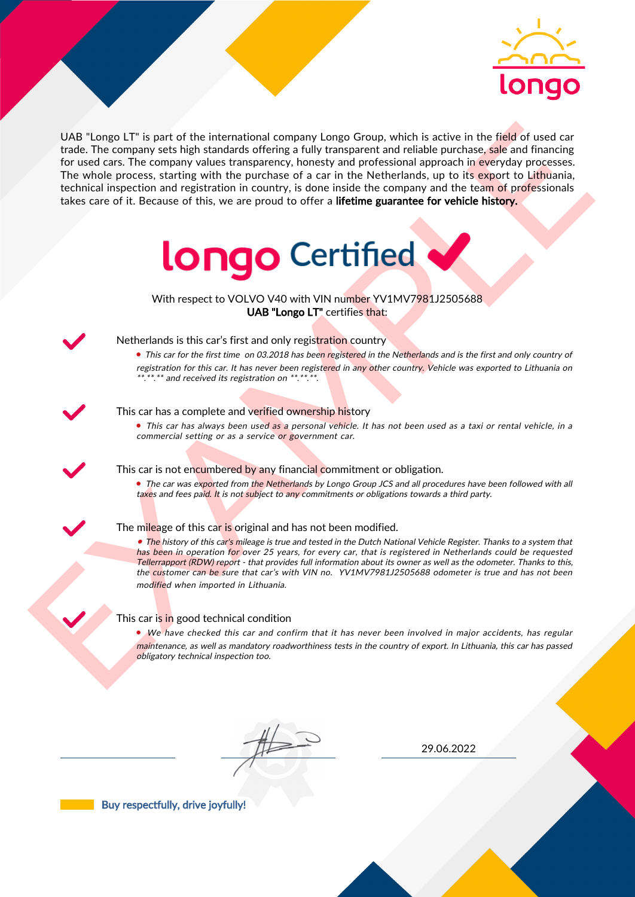longo

UAB "Longo LT" is part of the international company Longo Group, which is active in the field of used car trade. The company sets high standards offering a fully transparent and reliable purchase, sale and financing for used cars. The company values transparency, honesty and professional approach in everyday processes. The whole process, starting with the purchase of a car in the Netherlands, up to its export to Lithuania, technical inspection and registration in country, is done inside the company and the team of professionals takes care of it. Because of this, we are proud to offer a **lifetime guarantee for vehicle history.**

# longo Certified ✔

With respect to VOLVO V40 with VIN number YV1MV7981J2505688
**UAB "Longo LT"** certifies that:

## Netherlands is this car's first and only registration country

- *This car for the first time on 03.2018 has been registered in the Netherlands and is the first and only country of registration for this car. It has never been registered in any other country. Vehicle was exported to Lithuania on \*\*.\*\*.\*\* and received its registration on \*\*.\*\*.\*\*.*

## This car has a complete and verified ownership history

- *This car has always been used as a personal vehicle. It has not been used as a taxi or rental vehicle, in a commercial setting or as a service or government car.*

## This car is not encumbered by any financial commitment or obligation.

- *The car was exported from the Netherlands by Longo Group JCS and all procedures have been followed with all taxes and fees paid. It is not subject to any commitments or obligations towards a third party.*

## The mileage of this car is original and has not been modified.

- *The history of this car's mileage is true and tested in the Dutch National Vehicle Register. Thanks to a system that has been in operation for over 25 years, for every car, that is registered in Netherlands could be requested Tellerrapport (RDW) report - that provides full information about its owner as well as the odometer. Thanks to this, the customer can be sure that car's with VIN no. YV1MV7981J2505688 odometer is true and has not been modified when imported in Lithuania.*

## This car is in good technical condition

- *We have checked this car and confirm that it has never been involved in major accidents, has regular maintenance, as well as mandatory roadworthiness tests in the country of export. In Lithuania, this car has passed obligatory technical inspection too.*

EXAMPLE

29.06.2022

Buy respectfully, drive joyfully!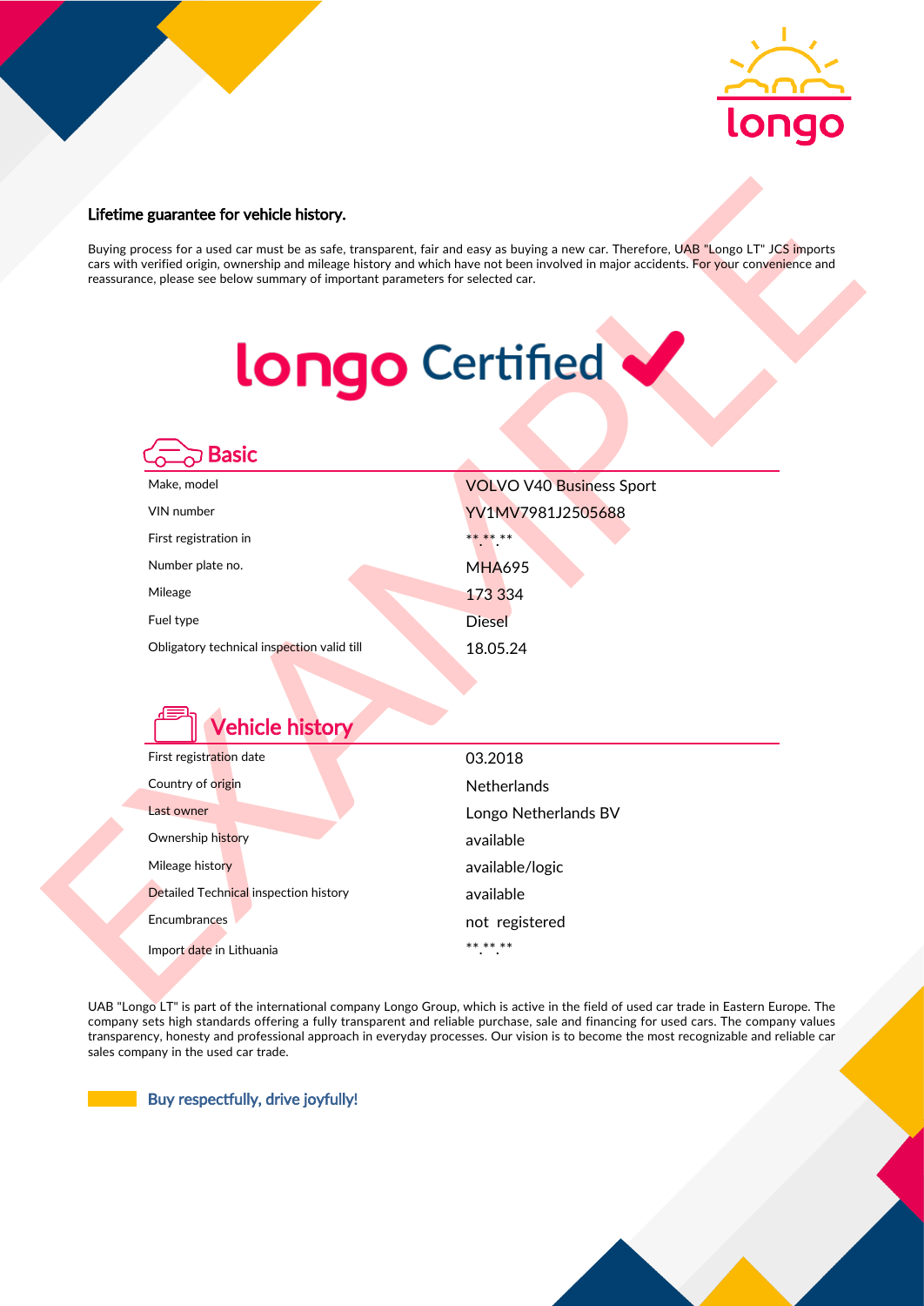longo

## Lifetime guarantee for vehicle history.

Buying process for a used car must be as safe, transparent, fair and easy as buying a new car. Therefore, UAB "Longo LT" JCS imports cars with verified origin, ownership and mileage history and which have not been involved in major accidents. For your convenience and reassurance, please see below summary of important parameters for selected car.

# longo Certified

## Basic

| | |
|---|---|
| Make, model | VOLVO V40 Business Sport |
| VIN number | YV1MV7981J2505688 |
| First registration in | **.**.** |
| Number plate no. | MHA695 |
| Mileage | 173 334 |
| Fuel type | Diesel |
| Obligatory technical inspection valid till | 18.05.24 |

## Vehicle history

| | |
|---|---|
| First registration date | 03.2018 |
| Country of origin | Netherlands |
| Last owner | Longo Netherlands BV |
| Ownership history | available |
| Mileage history | available/logic |
| Detailed Technical inspection history | available |
| Encumbrances | not registered |
| Import date in Lithuania | **.**.** |

UAB "Longo LT" is part of the international company Longo Group, which is active in the field of used car trade in Eastern Europe. The company sets high standards offering a fully transparent and reliable purchase, sale and financing for used cars. The company values transparency, honesty and professional approach in everyday processes. Our vision is to become the most recognizable and reliable car sales company in the used car trade.

**Buy respectfully, drive joyfully!**

EXAMPLE